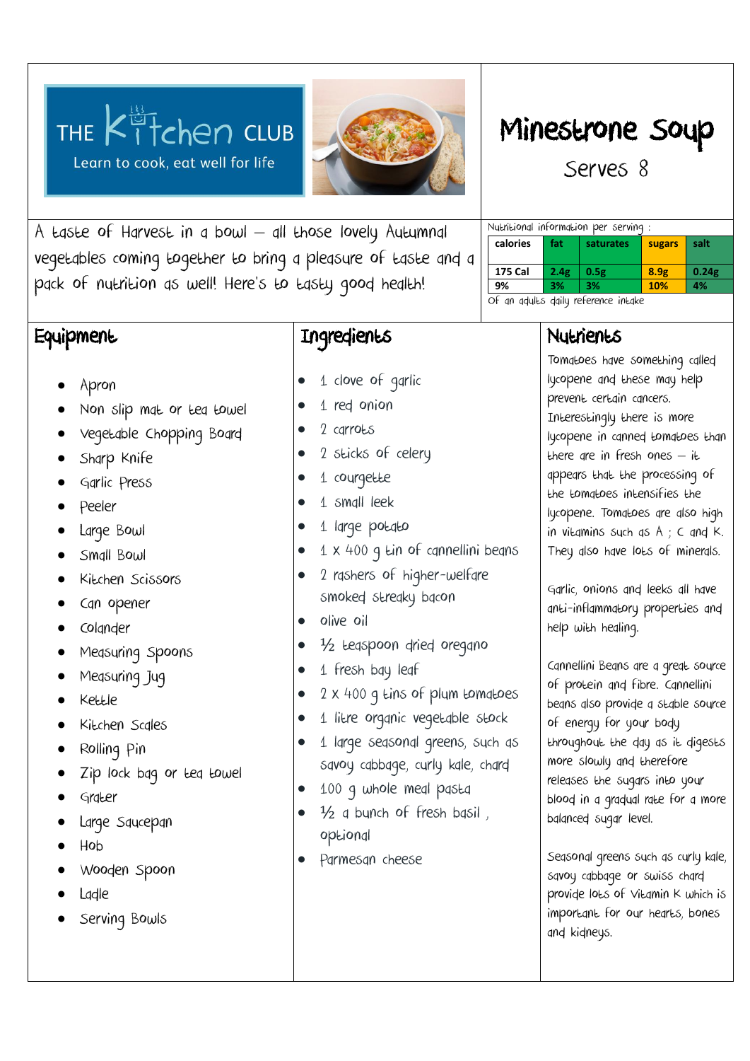THE Kitchen CLUB

Learn to cook, eat well for life

# Minestrone Soup

Serves 8

A taste of Harvest in a bowl – all those lovely Autumnal vegetables coming together to bring a pleasure of taste and a pack of nutrition as well! Here's to tasty good health!

Nutritional information per serving :

| calories | fat | saturates | sugars | salt |
|---|---|---|---|---|
| 175 Cal | 2.4g | 0.5g | 8.9g | 0.24g |
| 9% | 3% | 3% | 10% | 4% |

Of an adults daily reference intake

## Equipment

- Apron
- Non slip mat or tea towel
- Vegetable Chopping Board
- Sharp Knife
- Garlic Press
- Peeler
- Large Bowl
- Small Bowl
- Kitchen Scissors
- Can opener
- Colander
- Measuring Spoons
- Measuring Jug
- Kettle
- Kitchen Scales
- Rolling Pin
- Zip lock bag or tea towel
- Grater
- Large Saucepan
- Hob
- Wooden Spoon
- Ladle
- Serving Bowls

## Ingredients

- 1 clove of garlic
- 1 red onion
- 2 carrots
- 2 sticks of celery
- 1 courgette
- 1 small leek
- 1 large potato
- 1 x 400 g tin of cannellini beans
- 2 rashers of higher-welfare smoked streaky bacon
- olive oil
- ½ teaspoon dried oregano
- 1 fresh bay leaf
- 2 x 400 g tins of plum tomatoes
- 1 litre organic vegetable stock
- 1 large seasonal greens, such as savoy cabbage, curly kale, chard
- 100 g whole meal pasta
- ½ a bunch of fresh basil , optional
- Parmesan cheese

## Nutrients

Tomatoes have something called lycopene and these may help prevent certain cancers. Interestingly there is more lycopene in canned tomatoes than there are in fresh ones – it appears that the processing of the tomatoes intensifies the lycopene. Tomatoes are also high in vitamins such as A ; C and K. They also have lots of minerals.

Garlic, onions and leeks all have anti-inflammatory properties and help with healing.

Cannellini Beans are a great source of protein and fibre. Cannellini beans also provide a stable source of energy for your body throughout the day as it digests more slowly and therefore releases the sugars into your blood in a gradual rate for a more balanced sugar level.

Seasonal greens such as curly kale, savoy cabbage or swiss chard provide lots of Vitamin K which is important for our hearts, bones and kidneys.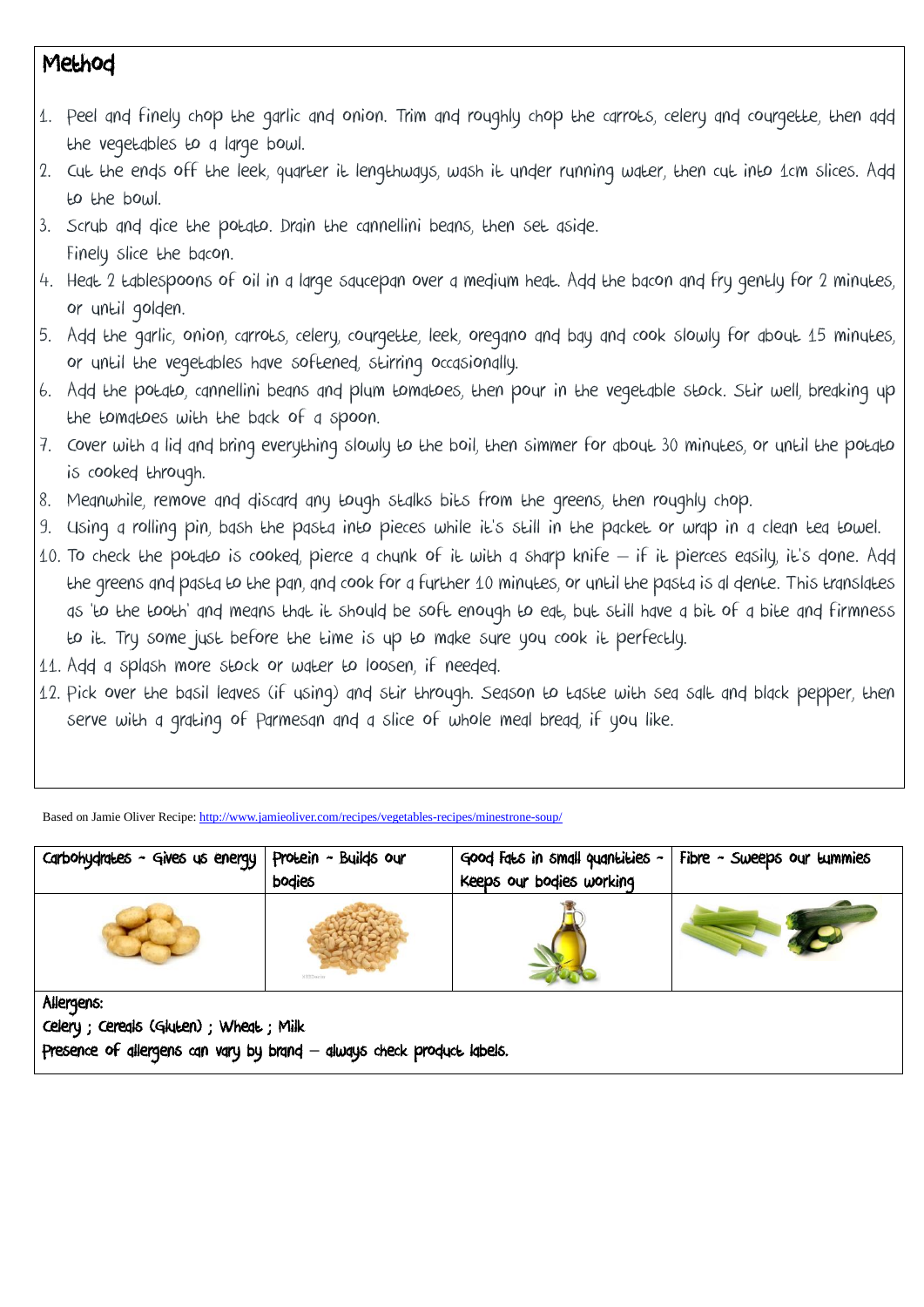## Method

1. Peel and finely chop the garlic and onion. Trim and roughly chop the carrots, celery and courgette, then add the vegetables to a large bowl.
2. Cut the ends off the leek, quarter it lengthways, wash it under running water, then cut into 1cm slices. Add to the bowl.
3. Scrub and dice the potato. Drain the cannellini beans, then set aside.
   Finely slice the bacon.
4. Heat 2 tablespoons of oil in a large saucepan over a medium heat. Add the bacon and fry gently for 2 minutes, or until golden.
5. Add the garlic, onion, carrots, celery, courgette, leek, oregano and bay and cook slowly for about 15 minutes, or until the vegetables have softened, stirring occasionally.
6. Add the potato, cannellini beans and plum tomatoes, then pour in the vegetable stock. Stir well, breaking up the tomatoes with the back of a spoon.
7. Cover with a lid and bring everything slowly to the boil, then simmer for about 30 minutes, or until the potato is cooked through.
8. Meanwhile, remove and discard any tough stalks bits from the greens, then roughly chop.
9. Using a rolling pin, bash the pasta into pieces while it's still in the packet or wrap in a clean tea towel.
10. To check the potato is cooked, pierce a chunk of it with a sharp knife – if it pierces easily, it's done. Add the greens and pasta to the pan, and cook for a further 10 minutes, or until the pasta is al dente. This translates as 'to the tooth' and means that it should be soft enough to eat, but still have a bit of a bite and firmness to it. Try some just before the time is up to make sure you cook it perfectly.
11. Add a splash more stock or water to loosen, if needed.
12. Pick over the basil leaves (if using) and stir through. Season to taste with sea salt and black pepper, then serve with a grating of Parmesan and a slice of whole meal bread, if you like.

Based on Jamie Oliver Recipe: http://www.jamieoliver.com/recipes/vegetables-recipes/minestrone-soup/

| Carbohydrates ~ Gives us energy | Protein ~ Builds our bodies | Good Fats in small quantities ~ Keeps our bodies working | Fibre ~ Sweeps our tummies |
| --- | --- | --- | --- |
| | | | |

**Allergens:**
Celery ; Cereals (Gluten) ; Wheat ; Milk
Presence of allergens can vary by brand – always check product labels.